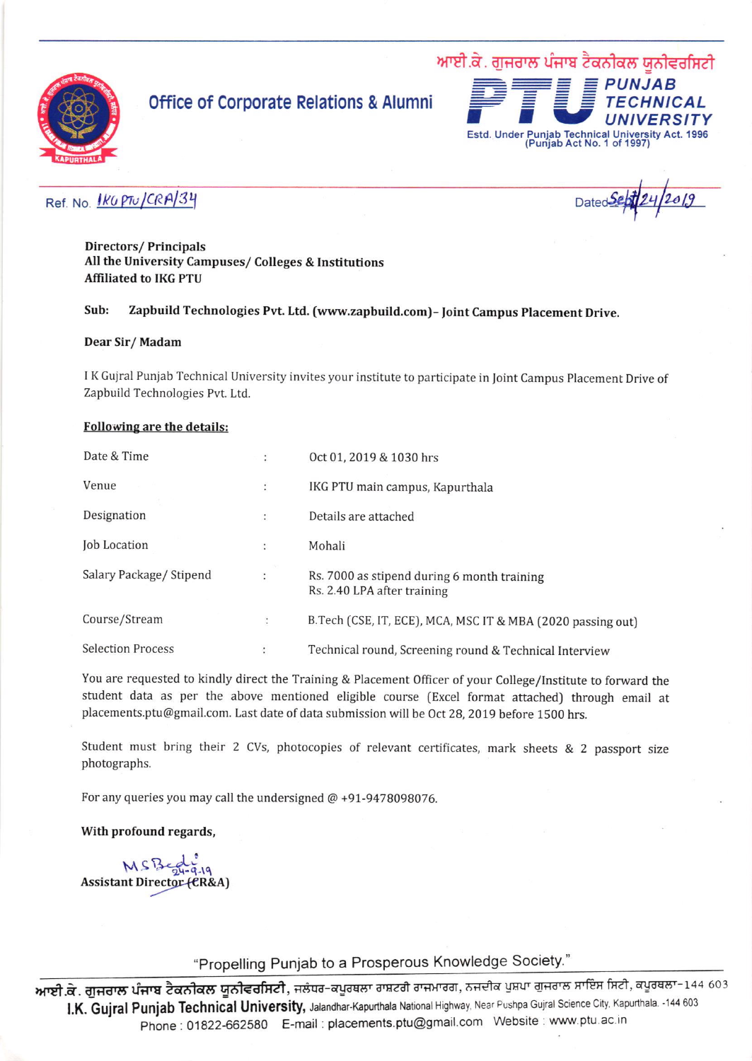ਆਈ.ਕੇ. ਗੁਜਰਾਲ ਪੰਜਾਬ ਟੈਕਨੀਕਲ ਯੂਨੀਵਰਸਿਟੀ

**Office of Corporate Relations & Alumni**

**PTU PUNJAB TECHNICAL UNIVERSITY**
Estd. Under Punjab Technical University Act. 1996 (Punjab Act No. 1 of 1997)

Ref. No. IKG PTU/CRA/34

Dated Sept 24/2019

**Directors/ Principals**
**All the University Campuses/ Colleges & Institutions**
**Affiliated to IKG PTU**

**Sub: Zapbuild Technologies Pvt. Ltd. (www.zapbuild.com)– Joint Campus Placement Drive.**

**Dear Sir/ Madam**

I K Gujral Punjab Technical University invites your institute to participate in Joint Campus Placement Drive of Zapbuild Technologies Pvt. Ltd.

**Following are the details:**

| | | |
|---|---|---|
| Date & Time | : | Oct 01, 2019 & 1030 hrs |
| Venue | : | IKG PTU main campus, Kapurthala |
| Designation | : | Details are attached |
| Job Location | : | Mohali |
| Salary Package/ Stipend | : | Rs. 7000 as stipend during 6 month training<br>Rs. 2.40 LPA after training |
| Course/Stream | : | B.Tech (CSE, IT, ECE), MCA, MSC IT & MBA (2020 passing out) |
| Selection Process | : | Technical round, Screening round & Technical Interview |

You are requested to kindly direct the Training & Placement Officer of your College/Institute to forward the student data as per the above mentioned eligible course (Excel format attached) through email at placements.ptu@gmail.com. Last date of data submission will be Oct 28, 2019 before 1500 hrs.

Student must bring their 2 CVs, photocopies of relevant certificates, mark sheets & 2 passport size photographs.

For any queries you may call the undersigned @ +91-9478098076.

**With profound regards,**

MS Bedi 24-9-19
**Assistant Director (CR&A)**

"Propelling Punjab to a Prosperous Knowledge Society."

ਆਈ.ਕੇ. ਗੁਜਰਾਲ ਪੰਜਾਬ ਟੈਕਨੀਕਲ ਯੂਨੀਵਰਸਿਟੀ, ਜਲੰਧਰ-ਕਪੂਰਥਲਾ ਰਾਸ਼ਟਰੀ ਰਾਜਮਾਰਗ, ਨਜ਼ਦੀਕ ਪੁਸ਼ਪਾ ਗੁਜਰਾਲ ਸਾਇੰਸ ਸਿਟੀ, ਕਪੂਰਥਲਾ-144 603
**I.K. Gujral Punjab Technical University,** Jalandhar-Kapurthala National Highway, Near Pushpa Gujral Science City, Kapurthala. -144 603
Phone : 01822-662580 E-mail : placements.ptu@gmail.com Website : www.ptu.ac.in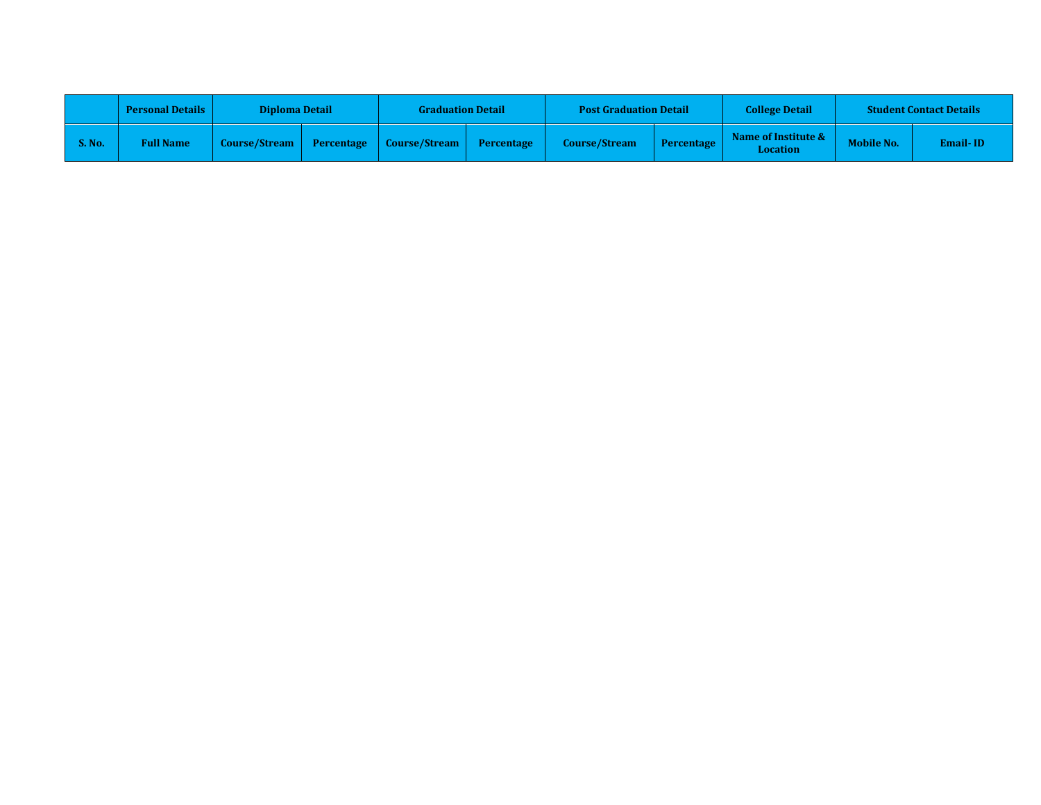| | Personal Details | Diploma Detail | | Graduation Detail | | Post Graduation Detail | | College Detail | Student Contact Details | |
|---|---|---|---|---|---|---|---|---|---|---|
| S. No. | Full Name | Course/Stream | Percentage | Course/Stream | Percentage | Course/Stream | Percentage | Name of Institute & Location | Mobile No. | Email- ID |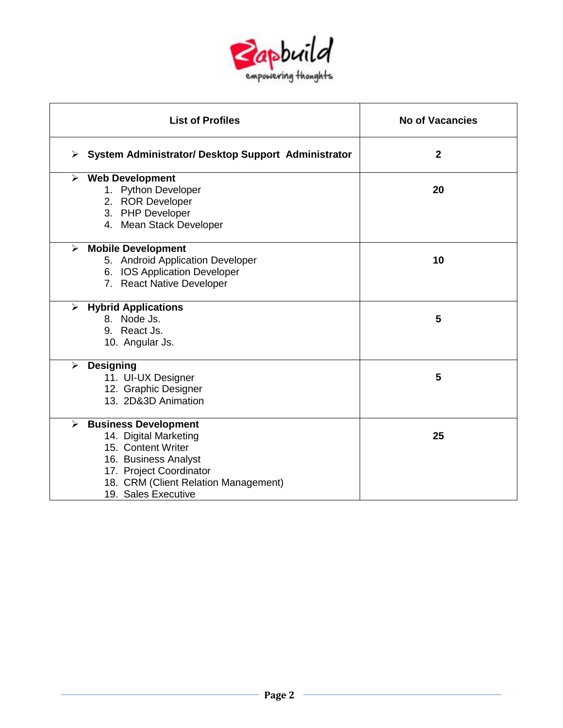| List of Profiles | No of Vacancies |
|---|---|
| ➢ **System Administrator/ Desktop Support Administrator** | **2** |
| ➢ **Web Development**<br>1. Python Developer<br>2. ROR Developer<br>3. PHP Developer<br>4. Mean Stack Developer | **20** |
| ➢ **Mobile Development**<br>5. Android Application Developer<br>6. IOS Application Developer<br>7. React Native Developer | **10** |
| ➢ **Hybrid Applications**<br>8. Node Js.<br>9. React Js.<br>10. Angular Js. | **5** |
| ➢ **Designing**<br>11. UI-UX Designer<br>12. Graphic Designer<br>13. 2D&3D Animation | **5** |
| ➢ **Business Development**<br>14. Digital Marketing<br>15. Content Writer<br>16. Business Analyst<br>17. Project Coordinator<br>18. CRM (Client Relation Management)<br>19. Sales Executive | **25** |